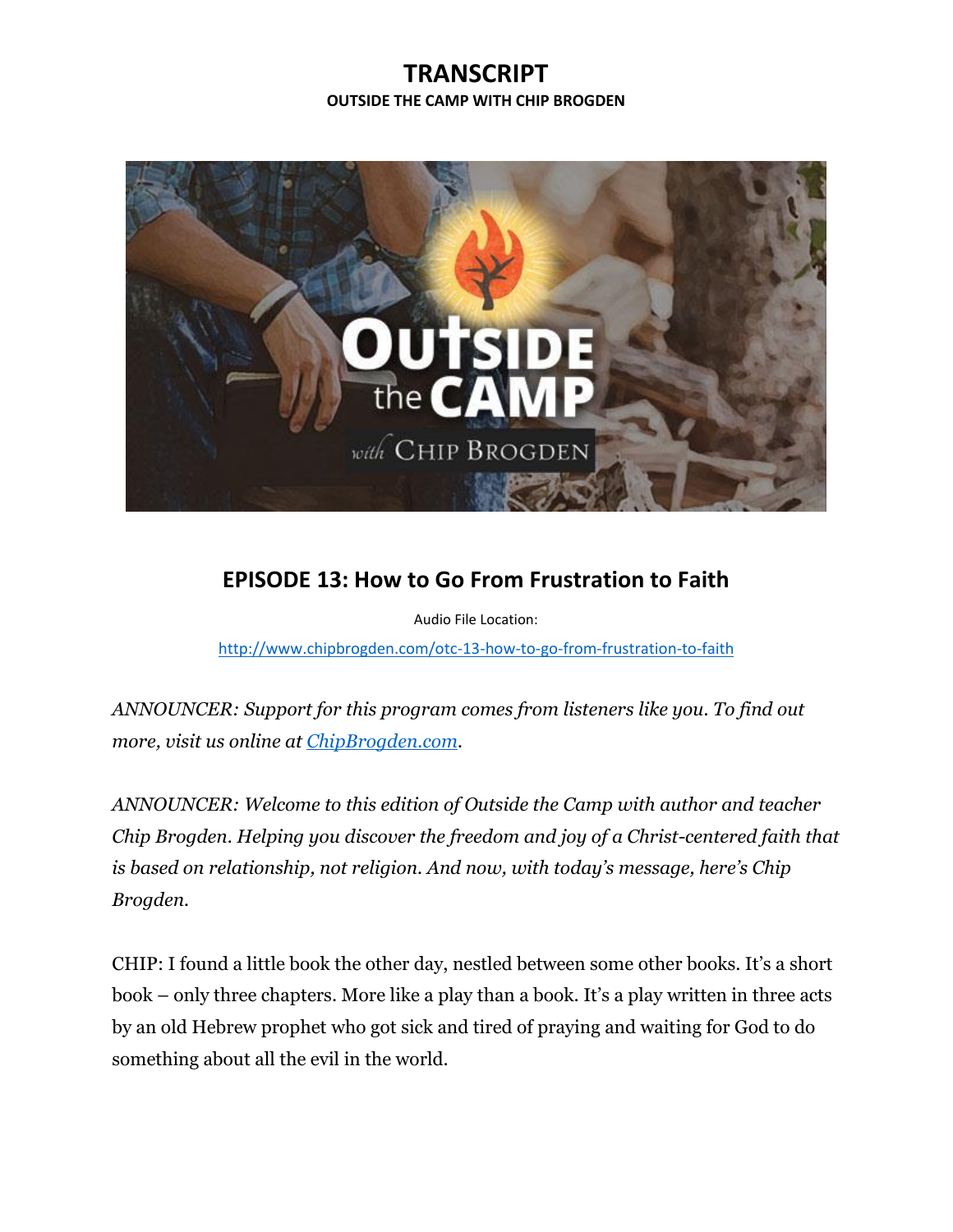# TRANSCRIPT

**OUTSIDE THE CAMP WITH CHIP BROGDEN**

## EPISODE 13: How to Go From Frustration to Faith

Audio File Location:

http://www.chipbrogden.com/otc-13-how-to-go-from-frustration-to-faith

*ANNOUNCER: Support for this program comes from listeners like you. To find out more, visit us online at ChipBrogden.com.*

*ANNOUNCER: Welcome to this edition of Outside the Camp with author and teacher Chip Brogden. Helping you discover the freedom and joy of a Christ-centered faith that is based on relationship, not religion. And now, with today's message, here's Chip Brogden.*

CHIP: I found a little book the other day, nestled between some other books. It's a short book – only three chapters. More like a play than a book. It's a play written in three acts by an old Hebrew prophet who got sick and tired of praying and waiting for God to do something about all the evil in the world.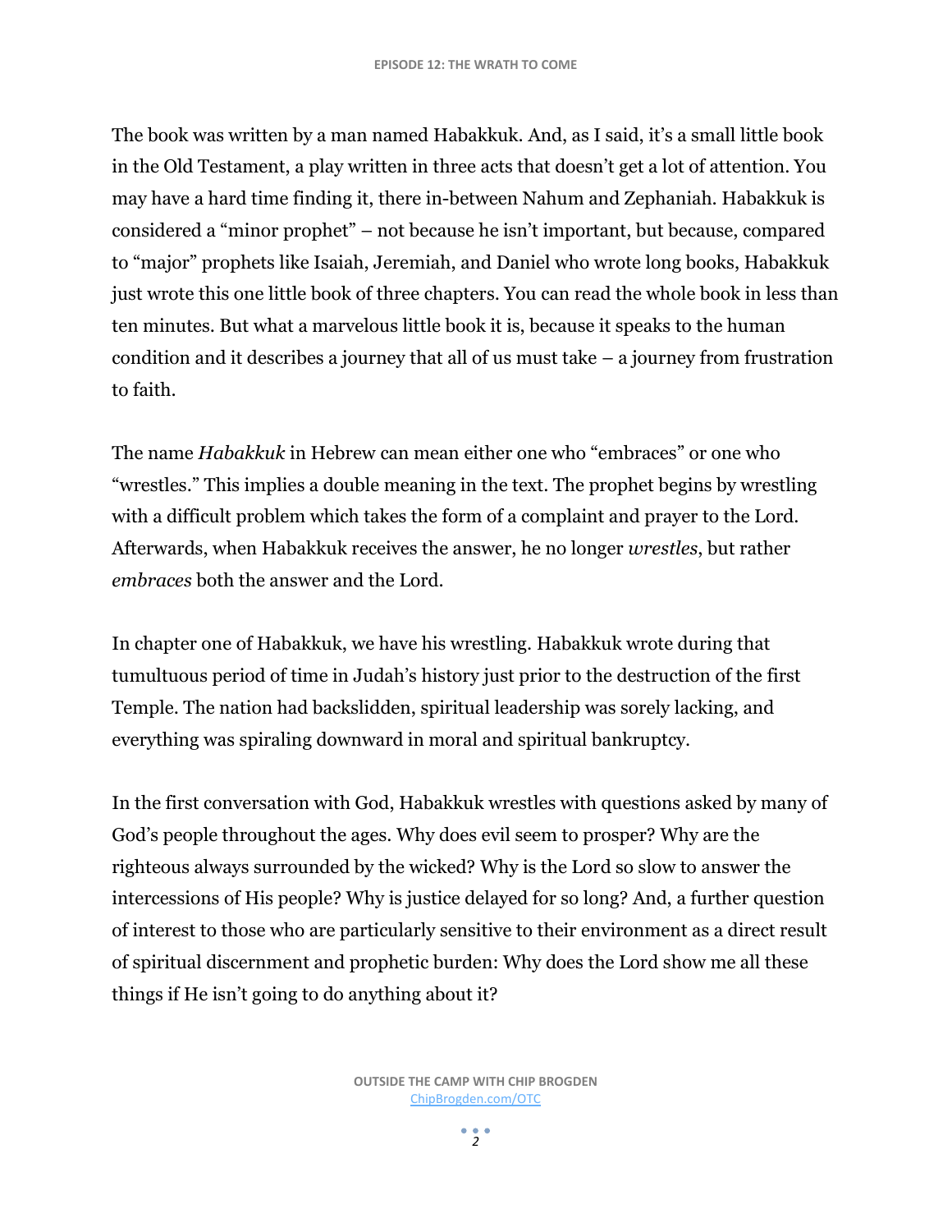The book was written by a man named Habakkuk. And, as I said, it's a small little book in the Old Testament, a play written in three acts that doesn't get a lot of attention. You may have a hard time finding it, there in-between Nahum and Zephaniah. Habakkuk is considered a "minor prophet" – not because he isn't important, but because, compared to "major" prophets like Isaiah, Jeremiah, and Daniel who wrote long books, Habakkuk just wrote this one little book of three chapters. You can read the whole book in less than ten minutes. But what a marvelous little book it is, because it speaks to the human condition and it describes a journey that all of us must take – a journey from frustration to faith.

The name *Habakkuk* in Hebrew can mean either one who "embraces" or one who "wrestles." This implies a double meaning in the text. The prophet begins by wrestling with a difficult problem which takes the form of a complaint and prayer to the Lord. Afterwards, when Habakkuk receives the answer, he no longer *wrestles*, but rather *embraces* both the answer and the Lord.

In chapter one of Habakkuk, we have his wrestling. Habakkuk wrote during that tumultuous period of time in Judah's history just prior to the destruction of the first Temple. The nation had backslidden, spiritual leadership was sorely lacking, and everything was spiraling downward in moral and spiritual bankruptcy.

In the first conversation with God, Habakkuk wrestles with questions asked by many of God's people throughout the ages. Why does evil seem to prosper? Why are the righteous always surrounded by the wicked? Why is the Lord so slow to answer the intercessions of His people? Why is justice delayed for so long? And, a further question of interest to those who are particularly sensitive to their environment as a direct result of spiritual discernment and prophetic burden: Why does the Lord show me all these things if He isn't going to do anything about it?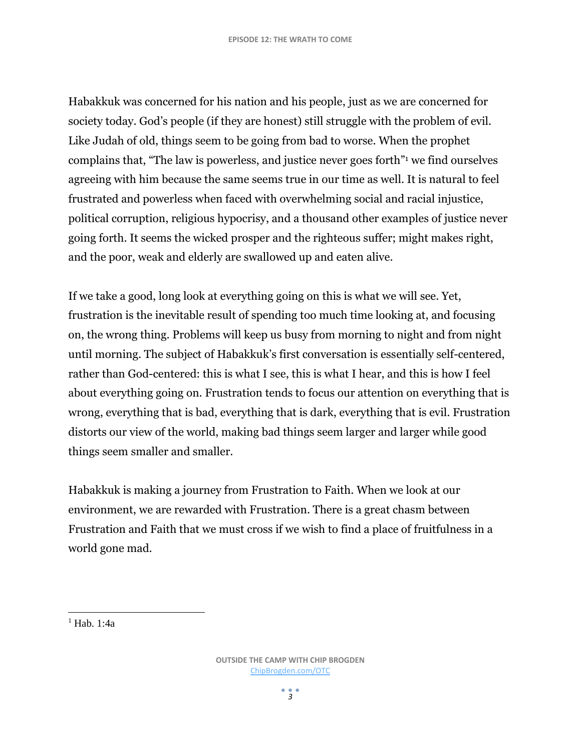Habakkuk was concerned for his nation and his people, just as we are concerned for society today. God's people (if they are honest) still struggle with the problem of evil. Like Judah of old, things seem to be going from bad to worse. When the prophet complains that, "The law is powerless, and justice never goes forth"[1] we find ourselves agreeing with him because the same seems true in our time as well. It is natural to feel frustrated and powerless when faced with overwhelming social and racial injustice, political corruption, religious hypocrisy, and a thousand other examples of justice never going forth. It seems the wicked prosper and the righteous suffer; might makes right, and the poor, weak and elderly are swallowed up and eaten alive.

If we take a good, long look at everything going on this is what we will see. Yet, frustration is the inevitable result of spending too much time looking at, and focusing on, the wrong thing. Problems will keep us busy from morning to night and from night until morning. The subject of Habakkuk's first conversation is essentially self-centered, rather than God-centered: this is what I see, this is what I hear, and this is how I feel about everything going on. Frustration tends to focus our attention on everything that is wrong, everything that is bad, everything that is dark, everything that is evil. Frustration distorts our view of the world, making bad things seem larger and larger while good things seem smaller and smaller.

Habakkuk is making a journey from Frustration to Faith. When we look at our environment, we are rewarded with Frustration. There is a great chasm between Frustration and Faith that we must cross if we wish to find a place of fruitfulness in a world gone mad.

---

[1] Hab. 1:4a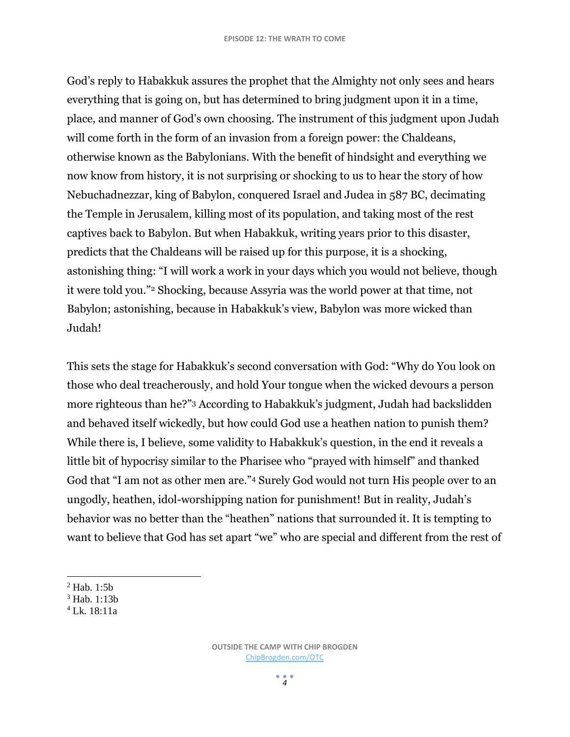God's reply to Habakkuk assures the prophet that the Almighty not only sees and hears everything that is going on, but has determined to bring judgment upon it in a time, place, and manner of God's own choosing. The instrument of this judgment upon Judah will come forth in the form of an invasion from a foreign power: the Chaldeans, otherwise known as the Babylonians. With the benefit of hindsight and everything we now know from history, it is not surprising or shocking to us to hear the story of how Nebuchadnezzar, king of Babylon, conquered Israel and Judea in 587 BC, decimating the Temple in Jerusalem, killing most of its population, and taking most of the rest captives back to Babylon. But when Habakkuk, writing years prior to this disaster, predicts that the Chaldeans will be raised up for this purpose, it is a shocking, astonishing thing: "I will work a work in your days which you would not believe, though it were told you."[2] Shocking, because Assyria was the world power at that time, not Babylon; astonishing, because in Habakkuk's view, Babylon was more wicked than Judah!

This sets the stage for Habakkuk's second conversation with God: "Why do You look on those who deal treacherously, and hold Your tongue when the wicked devours a person more righteous than he?"[3] According to Habakkuk's judgment, Judah had backslidden and behaved itself wickedly, but how could God use a heathen nation to punish them? While there is, I believe, some validity to Habakkuk's question, in the end it reveals a little bit of hypocrisy similar to the Pharisee who "prayed with himself" and thanked God that "I am not as other men are."[4] Surely God would not turn His people over to an ungodly, heathen, idol-worshipping nation for punishment! But in reality, Judah's behavior was no better than the "heathen" nations that surrounded it. It is tempting to want to believe that God has set apart "we" who are special and different from the rest of

---

[2] Hab. 1:5b

[3] Hab. 1:13b

[4] Lk. 18:11a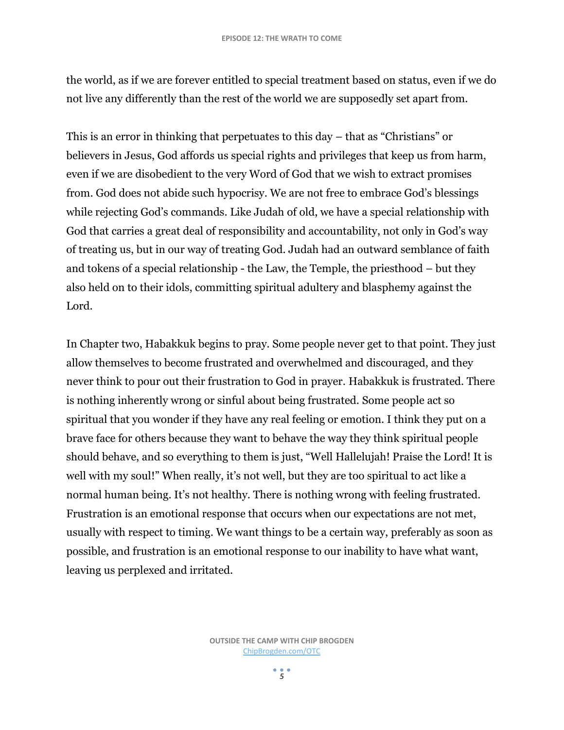the world, as if we are forever entitled to special treatment based on status, even if we do not live any differently than the rest of the world we are supposedly set apart from.

This is an error in thinking that perpetuates to this day – that as "Christians" or believers in Jesus, God affords us special rights and privileges that keep us from harm, even if we are disobedient to the very Word of God that we wish to extract promises from. God does not abide such hypocrisy. We are not free to embrace God's blessings while rejecting God's commands. Like Judah of old, we have a special relationship with God that carries a great deal of responsibility and accountability, not only in God's way of treating us, but in our way of treating God. Judah had an outward semblance of faith and tokens of a special relationship - the Law, the Temple, the priesthood – but they also held on to their idols, committing spiritual adultery and blasphemy against the Lord.

In Chapter two, Habakkuk begins to pray. Some people never get to that point. They just allow themselves to become frustrated and overwhelmed and discouraged, and they never think to pour out their frustration to God in prayer. Habakkuk is frustrated. There is nothing inherently wrong or sinful about being frustrated. Some people act so spiritual that you wonder if they have any real feeling or emotion. I think they put on a brave face for others because they want to behave the way they think spiritual people should behave, and so everything to them is just, "Well Hallelujah! Praise the Lord! It is well with my soul!" When really, it's not well, but they are too spiritual to act like a normal human being. It's not healthy. There is nothing wrong with feeling frustrated. Frustration is an emotional response that occurs when our expectations are not met, usually with respect to timing. We want things to be a certain way, preferably as soon as possible, and frustration is an emotional response to our inability to have what want, leaving us perplexed and irritated.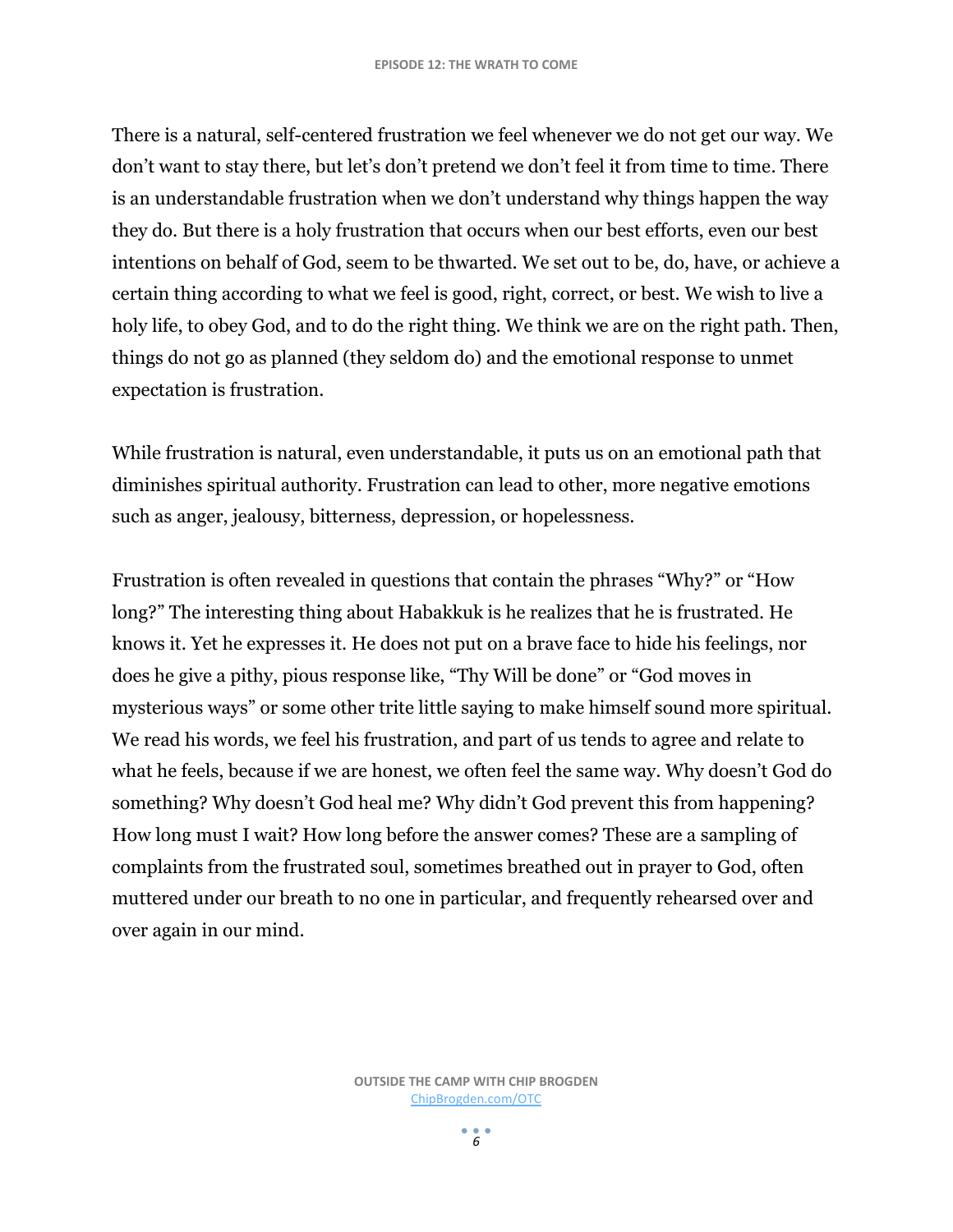There is a natural, self-centered frustration we feel whenever we do not get our way. We don't want to stay there, but let's don't pretend we don't feel it from time to time. There is an understandable frustration when we don't understand why things happen the way they do. But there is a holy frustration that occurs when our best efforts, even our best intentions on behalf of God, seem to be thwarted. We set out to be, do, have, or achieve a certain thing according to what we feel is good, right, correct, or best. We wish to live a holy life, to obey God, and to do the right thing. We think we are on the right path. Then, things do not go as planned (they seldom do) and the emotional response to unmet expectation is frustration.

While frustration is natural, even understandable, it puts us on an emotional path that diminishes spiritual authority. Frustration can lead to other, more negative emotions such as anger, jealousy, bitterness, depression, or hopelessness.

Frustration is often revealed in questions that contain the phrases "Why?" or "How long?" The interesting thing about Habakkuk is he realizes that he is frustrated. He knows it. Yet he expresses it. He does not put on a brave face to hide his feelings, nor does he give a pithy, pious response like, "Thy Will be done" or "God moves in mysterious ways" or some other trite little saying to make himself sound more spiritual. We read his words, we feel his frustration, and part of us tends to agree and relate to what he feels, because if we are honest, we often feel the same way. Why doesn't God do something? Why doesn't God heal me? Why didn't God prevent this from happening? How long must I wait? How long before the answer comes? These are a sampling of complaints from the frustrated soul, sometimes breathed out in prayer to God, often muttered under our breath to no one in particular, and frequently rehearsed over and over again in our mind.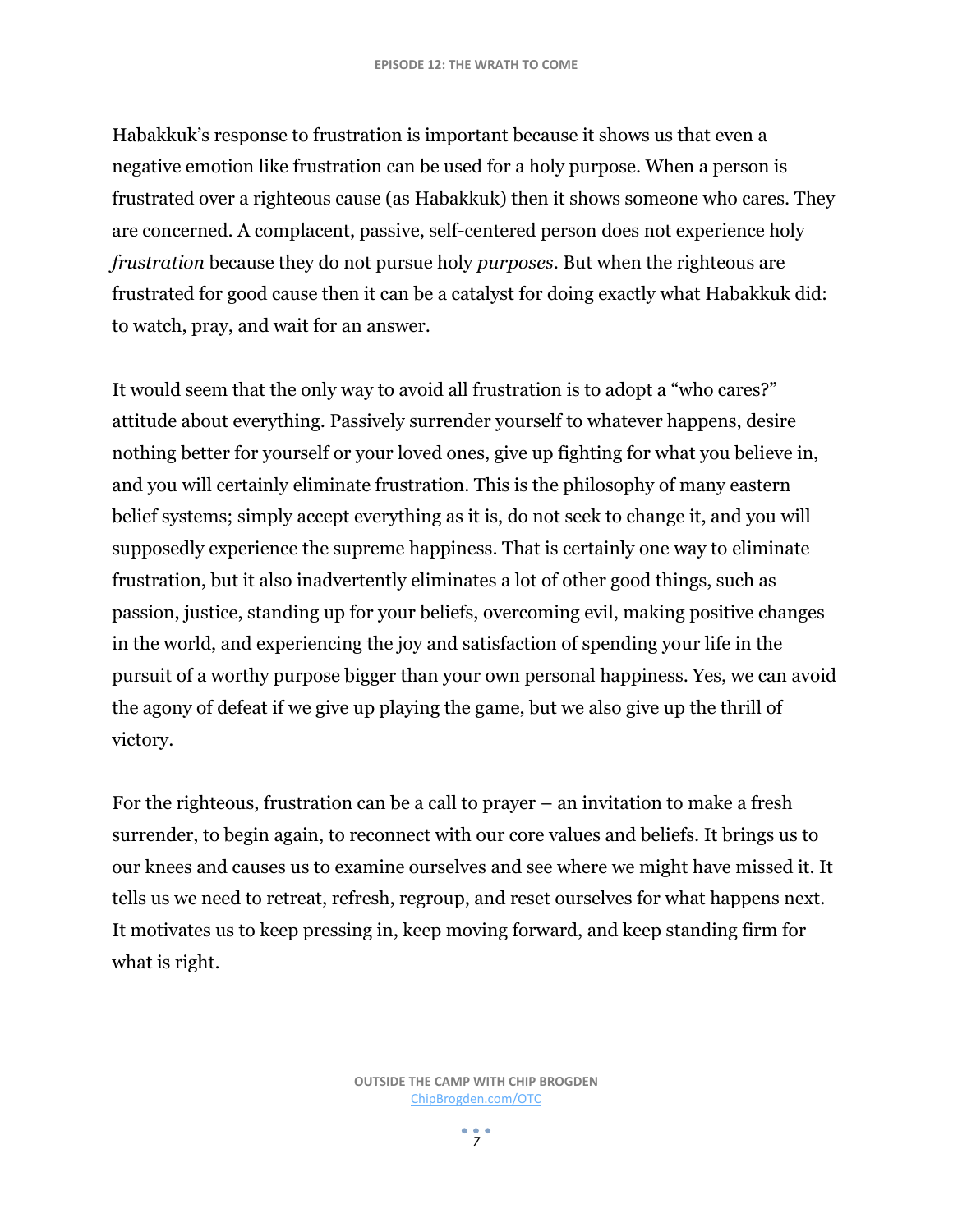Habakkuk's response to frustration is important because it shows us that even a negative emotion like frustration can be used for a holy purpose. When a person is frustrated over a righteous cause (as Habakkuk) then it shows someone who cares. They are concerned. A complacent, passive, self-centered person does not experience holy *frustration* because they do not pursue holy *purposes*. But when the righteous are frustrated for good cause then it can be a catalyst for doing exactly what Habakkuk did: to watch, pray, and wait for an answer.

It would seem that the only way to avoid all frustration is to adopt a "who cares?" attitude about everything. Passively surrender yourself to whatever happens, desire nothing better for yourself or your loved ones, give up fighting for what you believe in, and you will certainly eliminate frustration. This is the philosophy of many eastern belief systems; simply accept everything as it is, do not seek to change it, and you will supposedly experience the supreme happiness. That is certainly one way to eliminate frustration, but it also inadvertently eliminates a lot of other good things, such as passion, justice, standing up for your beliefs, overcoming evil, making positive changes in the world, and experiencing the joy and satisfaction of spending your life in the pursuit of a worthy purpose bigger than your own personal happiness. Yes, we can avoid the agony of defeat if we give up playing the game, but we also give up the thrill of victory.

For the righteous, frustration can be a call to prayer – an invitation to make a fresh surrender, to begin again, to reconnect with our core values and beliefs. It brings us to our knees and causes us to examine ourselves and see where we might have missed it. It tells us we need to retreat, refresh, regroup, and reset ourselves for what happens next. It motivates us to keep pressing in, keep moving forward, and keep standing firm for what is right.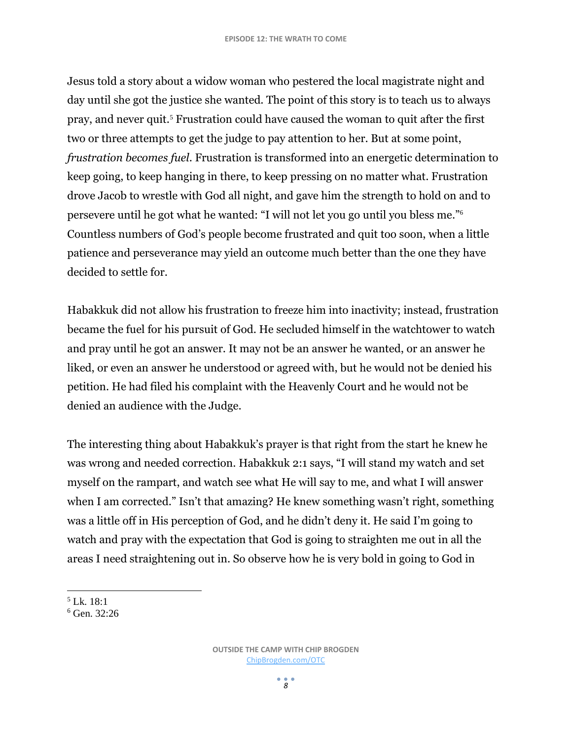Jesus told a story about a widow woman who pestered the local magistrate night and day until she got the justice she wanted. The point of this story is to teach us to always pray, and never quit.[5] Frustration could have caused the woman to quit after the first two or three attempts to get the judge to pay attention to her. But at some point, *frustration becomes fuel*. Frustration is transformed into an energetic determination to keep going, to keep hanging in there, to keep pressing on no matter what. Frustration drove Jacob to wrestle with God all night, and gave him the strength to hold on and to persevere until he got what he wanted: "I will not let you go until you bless me."[6] Countless numbers of God's people become frustrated and quit too soon, when a little patience and perseverance may yield an outcome much better than the one they have decided to settle for.

Habakkuk did not allow his frustration to freeze him into inactivity; instead, frustration became the fuel for his pursuit of God. He secluded himself in the watchtower to watch and pray until he got an answer. It may not be an answer he wanted, or an answer he liked, or even an answer he understood or agreed with, but he would not be denied his petition. He had filed his complaint with the Heavenly Court and he would not be denied an audience with the Judge.

The interesting thing about Habakkuk's prayer is that right from the start he knew he was wrong and needed correction. Habakkuk 2:1 says, "I will stand my watch and set myself on the rampart, and watch see what He will say to me, and what I will answer when I am corrected." Isn't that amazing? He knew something wasn't right, something was a little off in His perception of God, and he didn't deny it. He said I'm going to watch and pray with the expectation that God is going to straighten me out in all the areas I need straightening out in. So observe how he is very bold in going to God in

---

[5] Lk. 18:1
[6] Gen. 32:26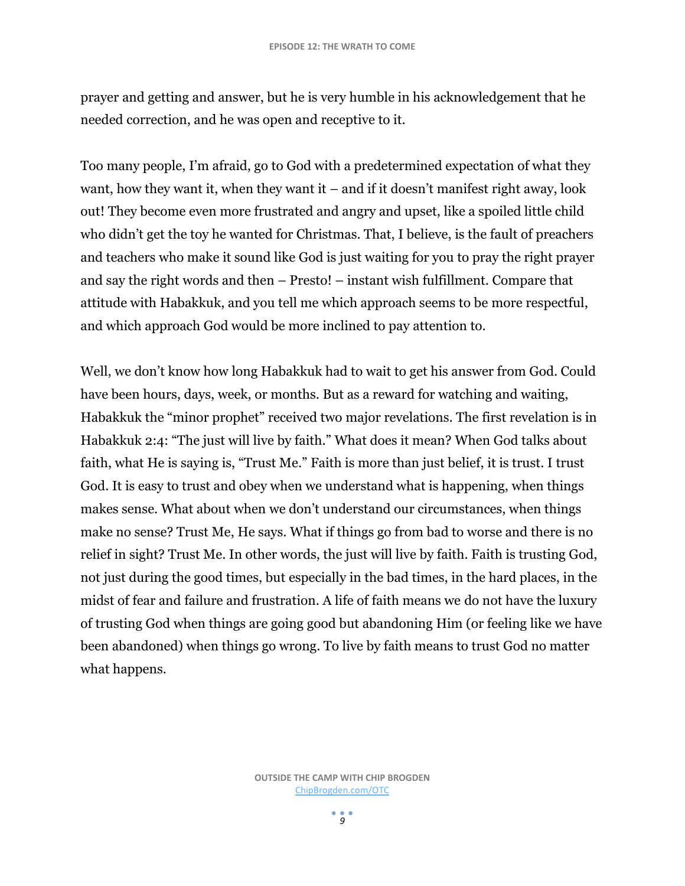prayer and getting and answer, but he is very humble in his acknowledgement that he needed correction, and he was open and receptive to it.

Too many people, I'm afraid, go to God with a predetermined expectation of what they want, how they want it, when they want it – and if it doesn't manifest right away, look out! They become even more frustrated and angry and upset, like a spoiled little child who didn't get the toy he wanted for Christmas. That, I believe, is the fault of preachers and teachers who make it sound like God is just waiting for you to pray the right prayer and say the right words and then – Presto! – instant wish fulfillment. Compare that attitude with Habakkuk, and you tell me which approach seems to be more respectful, and which approach God would be more inclined to pay attention to.

Well, we don't know how long Habakkuk had to wait to get his answer from God. Could have been hours, days, week, or months. But as a reward for watching and waiting, Habakkuk the "minor prophet" received two major revelations. The first revelation is in Habakkuk 2:4: "The just will live by faith." What does it mean? When God talks about faith, what He is saying is, "Trust Me." Faith is more than just belief, it is trust. I trust God. It is easy to trust and obey when we understand what is happening, when things makes sense. What about when we don't understand our circumstances, when things make no sense? Trust Me, He says. What if things go from bad to worse and there is no relief in sight? Trust Me. In other words, the just will live by faith. Faith is trusting God, not just during the good times, but especially in the bad times, in the hard places, in the midst of fear and failure and frustration. A life of faith means we do not have the luxury of trusting God when things are going good but abandoning Him (or feeling like we have been abandoned) when things go wrong. To live by faith means to trust God no matter what happens.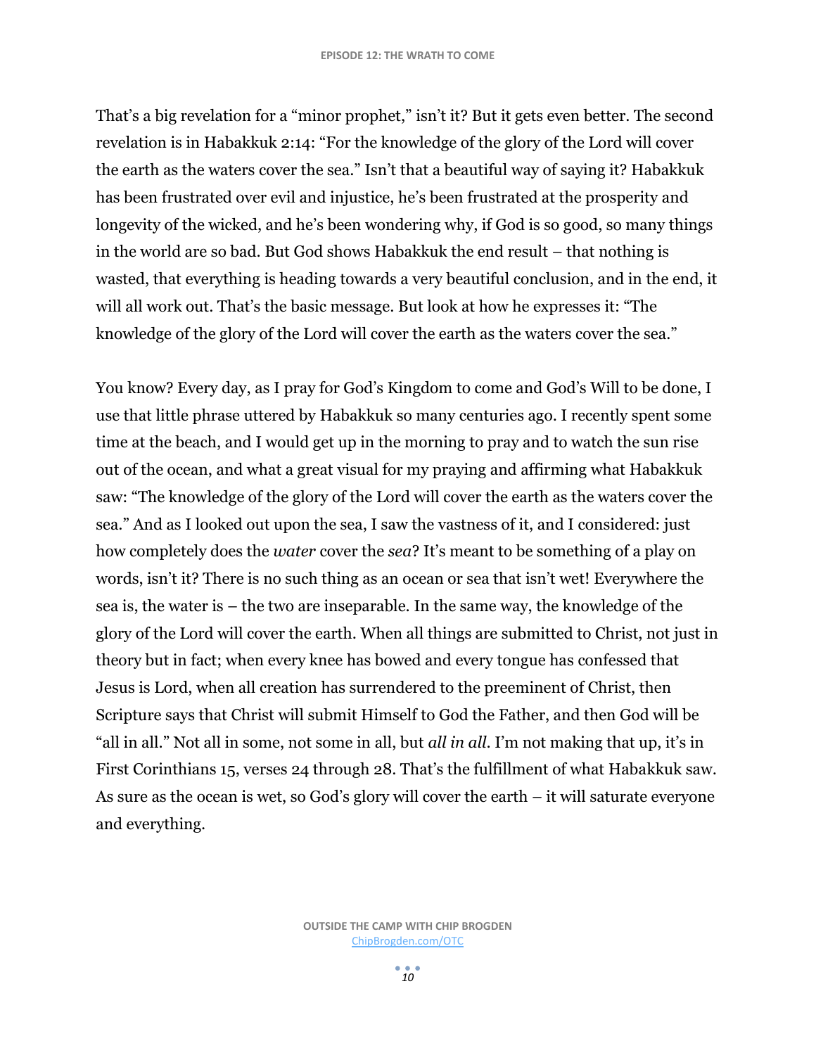That's a big revelation for a "minor prophet," isn't it? But it gets even better. The second revelation is in Habakkuk 2:14: "For the knowledge of the glory of the Lord will cover the earth as the waters cover the sea." Isn't that a beautiful way of saying it? Habakkuk has been frustrated over evil and injustice, he's been frustrated at the prosperity and longevity of the wicked, and he's been wondering why, if God is so good, so many things in the world are so bad. But God shows Habakkuk the end result – that nothing is wasted, that everything is heading towards a very beautiful conclusion, and in the end, it will all work out. That's the basic message. But look at how he expresses it: "The knowledge of the glory of the Lord will cover the earth as the waters cover the sea."

You know? Every day, as I pray for God's Kingdom to come and God's Will to be done, I use that little phrase uttered by Habakkuk so many centuries ago. I recently spent some time at the beach, and I would get up in the morning to pray and to watch the sun rise out of the ocean, and what a great visual for my praying and affirming what Habakkuk saw: "The knowledge of the glory of the Lord will cover the earth as the waters cover the sea." And as I looked out upon the sea, I saw the vastness of it, and I considered: just how completely does the *water* cover the *sea*? It's meant to be something of a play on words, isn't it? There is no such thing as an ocean or sea that isn't wet! Everywhere the sea is, the water is – the two are inseparable. In the same way, the knowledge of the glory of the Lord will cover the earth. When all things are submitted to Christ, not just in theory but in fact; when every knee has bowed and every tongue has confessed that Jesus is Lord, when all creation has surrendered to the preeminent of Christ, then Scripture says that Christ will submit Himself to God the Father, and then God will be "all in all." Not all in some, not some in all, but *all in all*. I'm not making that up, it's in First Corinthians 15, verses 24 through 28. That's the fulfillment of what Habakkuk saw. As sure as the ocean is wet, so God's glory will cover the earth – it will saturate everyone and everything.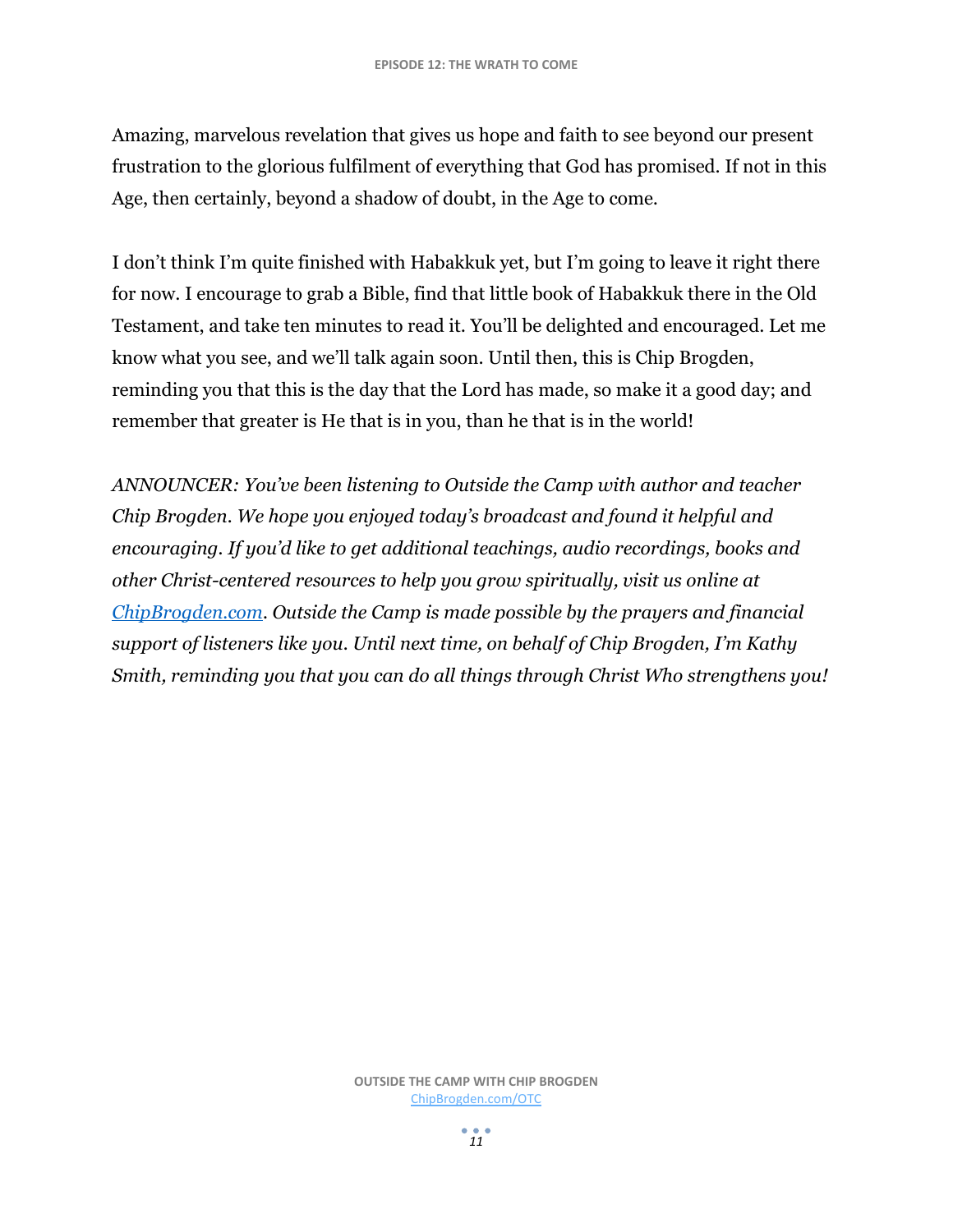Amazing, marvelous revelation that gives us hope and faith to see beyond our present frustration to the glorious fulfilment of everything that God has promised. If not in this Age, then certainly, beyond a shadow of doubt, in the Age to come.

I don't think I'm quite finished with Habakkuk yet, but I'm going to leave it right there for now. I encourage to grab a Bible, find that little book of Habakkuk there in the Old Testament, and take ten minutes to read it. You'll be delighted and encouraged. Let me know what you see, and we'll talk again soon. Until then, this is Chip Brogden, reminding you that this is the day that the Lord has made, so make it a good day; and remember that greater is He that is in you, than he that is in the world!

*ANNOUNCER: You've been listening to Outside the Camp with author and teacher Chip Brogden. We hope you enjoyed today's broadcast and found it helpful and encouraging. If you'd like to get additional teachings, audio recordings, books and other Christ-centered resources to help you grow spiritually, visit us online at [ChipBrogden.com](ChipBrogden.com). Outside the Camp is made possible by the prayers and financial support of listeners like you. Until next time, on behalf of Chip Brogden, I'm Kathy Smith, reminding you that you can do all things through Christ Who strengthens you!*